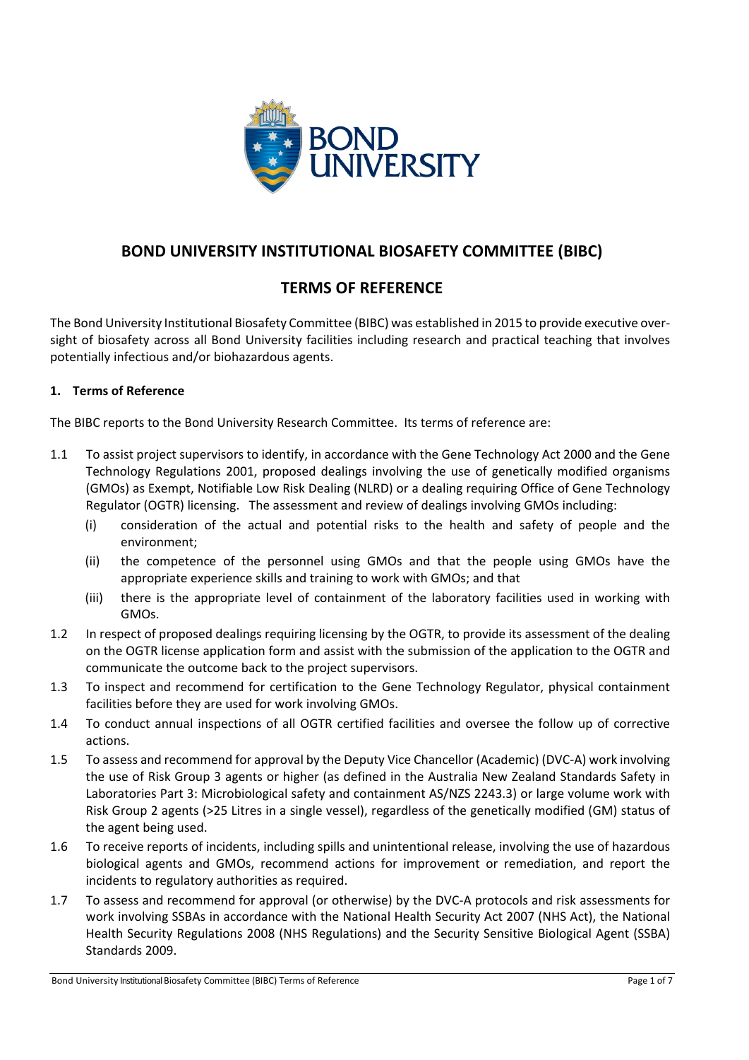# BOND UNIVERSITY INSTITUTIONAL BIOSAFETY COMMITTEE (BIBC)

## TERMS OF REFERENCE

The Bond University Institutional Biosafety Committee (BIBC) was established in 2015 to provide executive oversight of biosafety across all Bond University facilities including research and practical teaching that involves potentially infectious and/or biohazardous agents.

### 1. Terms of Reference

The BIBC reports to the Bond University Research Committee. Its terms of reference are:

1.1 To assist project supervisors to identify, in accordance with the Gene Technology Act 2000 and the Gene Technology Regulations 2001, proposed dealings involving the use of genetically modified organisms (GMOs) as Exempt, Notifiable Low Risk Dealing (NLRD) or a dealing requiring Office of Gene Technology Regulator (OGTR) licensing. The assessment and review of dealings involving GMOs including:

   (i) consideration of the actual and potential risks to the health and safety of people and the environment;

   (ii) the competence of the personnel using GMOs and that the people using GMOs have the appropriate experience skills and training to work with GMOs; and that

   (iii) there is the appropriate level of containment of the laboratory facilities used in working with GMOs.

1.2 In respect of proposed dealings requiring licensing by the OGTR, to provide its assessment of the dealing on the OGTR license application form and assist with the submission of the application to the OGTR and communicate the outcome back to the project supervisors.

1.3 To inspect and recommend for certification to the Gene Technology Regulator, physical containment facilities before they are used for work involving GMOs.

1.4 To conduct annual inspections of all OGTR certified facilities and oversee the follow up of corrective actions.

1.5 To assess and recommend for approval by the Deputy Vice Chancellor (Academic) (DVC-A) work involving the use of Risk Group 3 agents or higher (as defined in the Australia New Zealand Standards Safety in Laboratories Part 3: Microbiological safety and containment AS/NZS 2243.3) or large volume work with Risk Group 2 agents (>25 Litres in a single vessel), regardless of the genetically modified (GM) status of the agent being used.

1.6 To receive reports of incidents, including spills and unintentional release, involving the use of hazardous biological agents and GMOs, recommend actions for improvement or remediation, and report the incidents to regulatory authorities as required.

1.7 To assess and recommend for approval (or otherwise) by the DVC-A protocols and risk assessments for work involving SSBAs in accordance with the National Health Security Act 2007 (NHS Act), the National Health Security Regulations 2008 (NHS Regulations) and the Security Sensitive Biological Agent (SSBA) Standards 2009.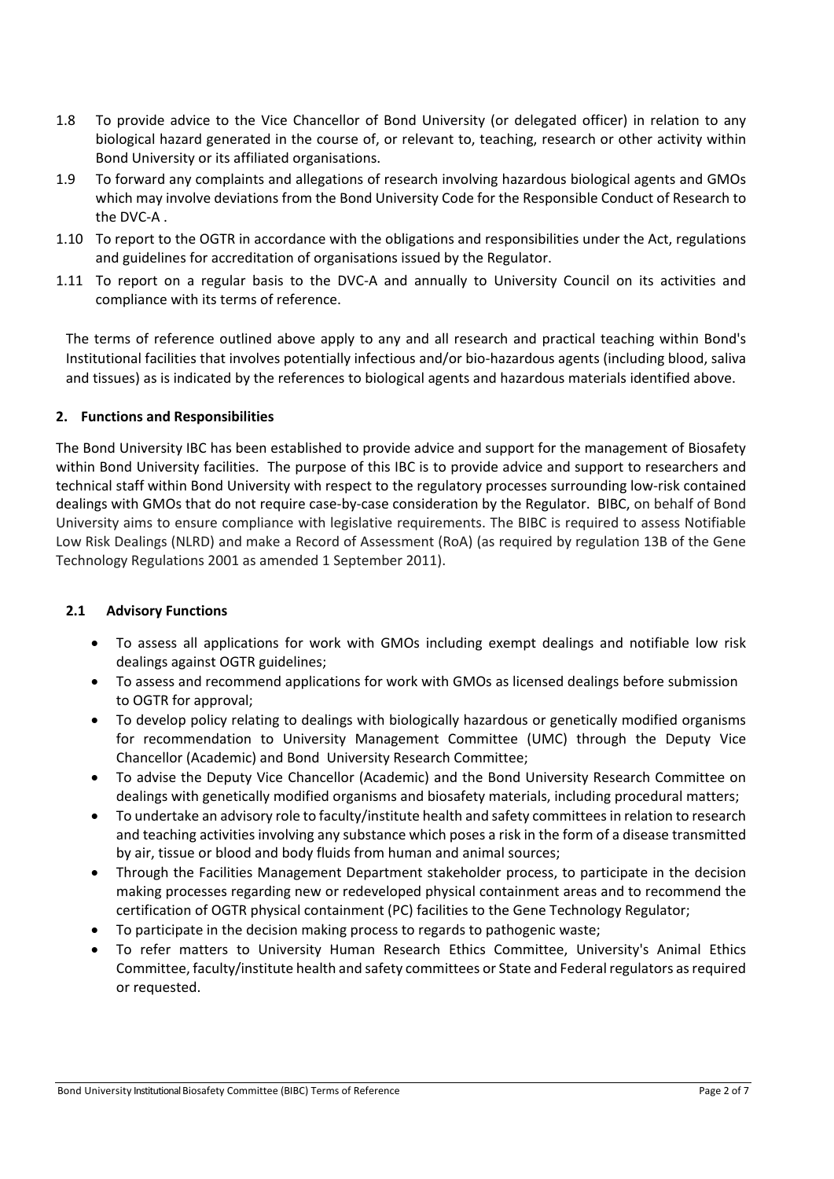1.8 To provide advice to the Vice Chancellor of Bond University (or delegated officer) in relation to any biological hazard generated in the course of, or relevant to, teaching, research or other activity within Bond University or its affiliated organisations.

1.9 To forward any complaints and allegations of research involving hazardous biological agents and GMOs which may involve deviations from the Bond University Code for the Responsible Conduct of Research to the DVC-A .

1.10 To report to the OGTR in accordance with the obligations and responsibilities under the Act, regulations and guidelines for accreditation of organisations issued by the Regulator.

1.11 To report on a regular basis to the DVC-A and annually to University Council on its activities and compliance with its terms of reference.

The terms of reference outlined above apply to any and all research and practical teaching within Bond's Institutional facilities that involves potentially infectious and/or bio-hazardous agents (including blood, saliva and tissues) as is indicated by the references to biological agents and hazardous materials identified above.

## 2. Functions and Responsibilities

The Bond University IBC has been established to provide advice and support for the management of Biosafety within Bond University facilities. The purpose of this IBC is to provide advice and support to researchers and technical staff within Bond University with respect to the regulatory processes surrounding low-risk contained dealings with GMOs that do not require case-by-case consideration by the Regulator. BIBC, on behalf of Bond University aims to ensure compliance with legislative requirements. The BIBC is required to assess Notifiable Low Risk Dealings (NLRD) and make a Record of Assessment (RoA) (as required by regulation 13B of the Gene Technology Regulations 2001 as amended 1 September 2011).

### 2.1 Advisory Functions

- To assess all applications for work with GMOs including exempt dealings and notifiable low risk dealings against OGTR guidelines;
- To assess and recommend applications for work with GMOs as licensed dealings before submission to OGTR for approval;
- To develop policy relating to dealings with biologically hazardous or genetically modified organisms for recommendation to University Management Committee (UMC) through the Deputy Vice Chancellor (Academic) and Bond University Research Committee;
- To advise the Deputy Vice Chancellor (Academic) and the Bond University Research Committee on dealings with genetically modified organisms and biosafety materials, including procedural matters;
- To undertake an advisory role to faculty/institute health and safety committees in relation to research and teaching activities involving any substance which poses a risk in the form of a disease transmitted by air, tissue or blood and body fluids from human and animal sources;
- Through the Facilities Management Department stakeholder process, to participate in the decision making processes regarding new or redeveloped physical containment areas and to recommend the certification of OGTR physical containment (PC) facilities to the Gene Technology Regulator;
- To participate in the decision making process to regards to pathogenic waste;
- To refer matters to University Human Research Ethics Committee, University's Animal Ethics Committee, faculty/institute health and safety committees or State and Federal regulators as required or requested.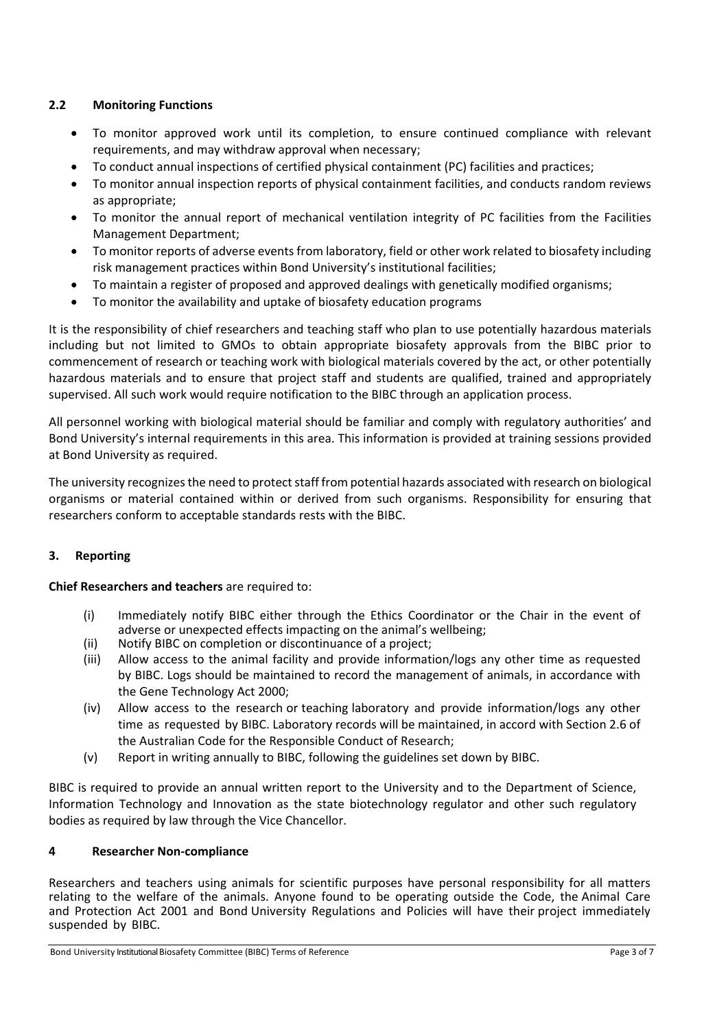### 2.2 Monitoring Functions

- To monitor approved work until its completion, to ensure continued compliance with relevant requirements, and may withdraw approval when necessary;
- To conduct annual inspections of certified physical containment (PC) facilities and practices;
- To monitor annual inspection reports of physical containment facilities, and conducts random reviews as appropriate;
- To monitor the annual report of mechanical ventilation integrity of PC facilities from the Facilities Management Department;
- To monitor reports of adverse events from laboratory, field or other work related to biosafety including risk management practices within Bond University's institutional facilities;
- To maintain a register of proposed and approved dealings with genetically modified organisms;
- To monitor the availability and uptake of biosafety education programs

It is the responsibility of chief researchers and teaching staff who plan to use potentially hazardous materials including but not limited to GMOs to obtain appropriate biosafety approvals from the BIBC prior to commencement of research or teaching work with biological materials covered by the act, or other potentially hazardous materials and to ensure that project staff and students are qualified, trained and appropriately supervised. All such work would require notification to the BIBC through an application process.

All personnel working with biological material should be familiar and comply with regulatory authorities' and Bond University's internal requirements in this area. This information is provided at training sessions provided at Bond University as required.

The university recognizes the need to protect staff from potential hazards associated with research on biological organisms or material contained within or derived from such organisms. Responsibility for ensuring that researchers conform to acceptable standards rests with the BIBC.

## 3. Reporting

**Chief Researchers and teachers** are required to:

(i) Immediately notify BIBC either through the Ethics Coordinator or the Chair in the event of adverse or unexpected effects impacting on the animal's wellbeing;

(ii) Notify BIBC on completion or discontinuance of a project;

(iii) Allow access to the animal facility and provide information/logs any other time as requested by BIBC. Logs should be maintained to record the management of animals, in accordance with the Gene Technology Act 2000;

(iv) Allow access to the research or teaching laboratory and provide information/logs any other time as requested by BIBC. Laboratory records will be maintained, in accord with Section 2.6 of the Australian Code for the Responsible Conduct of Research;

(v) Report in writing annually to BIBC, following the guidelines set down by BIBC.

BIBC is required to provide an annual written report to the University and to the Department of Science, Information Technology and Innovation as the state biotechnology regulator and other such regulatory bodies as required by law through the Vice Chancellor.

## 4 Researcher Non-compliance

Researchers and teachers using animals for scientific purposes have personal responsibility for all matters relating to the welfare of the animals. Anyone found to be operating outside the Code, the Animal Care and Protection Act 2001 and Bond University Regulations and Policies will have their project immediately suspended by BIBC.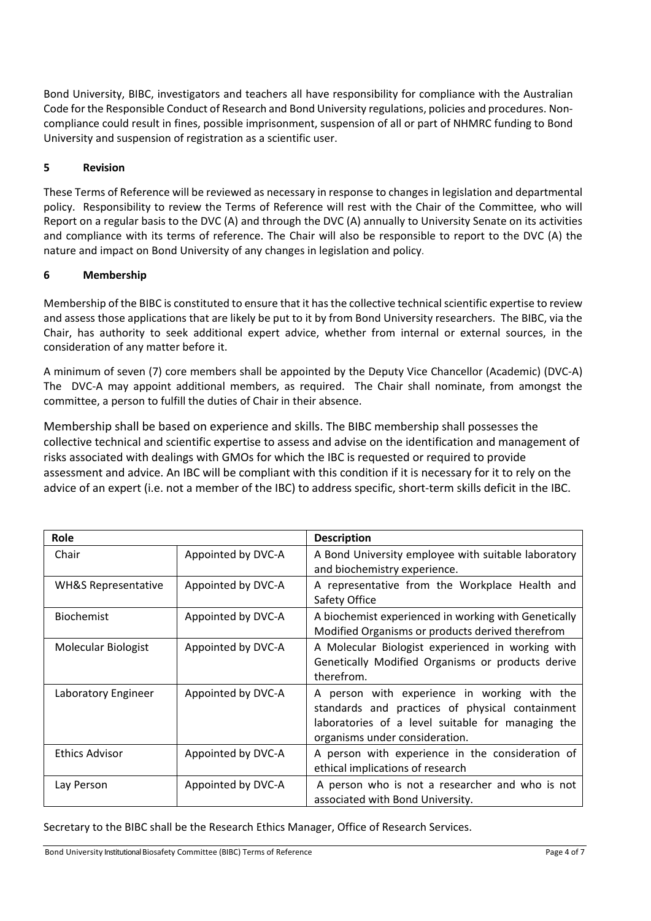Bond University, BIBC, investigators and teachers all have responsibility for compliance with the Australian Code for the Responsible Conduct of Research and Bond University regulations, policies and procedures. Non-compliance could result in fines, possible imprisonment, suspension of all or part of NHMRC funding to Bond University and suspension of registration as a scientific user.

## 5 Revision

These Terms of Reference will be reviewed as necessary in response to changes in legislation and departmental policy. Responsibility to review the Terms of Reference will rest with the Chair of the Committee, who will Report on a regular basis to the DVC (A) and through the DVC (A) annually to University Senate on its activities and compliance with its terms of reference. The Chair will also be responsible to report to the DVC (A) the nature and impact on Bond University of any changes in legislation and policy.

## 6 Membership

Membership of the BIBC is constituted to ensure that it has the collective technical scientific expertise to review and assess those applications that are likely be put to it by from Bond University researchers. The BIBC, via the Chair, has authority to seek additional expert advice, whether from internal or external sources, in the consideration of any matter before it.

A minimum of seven (7) core members shall be appointed by the Deputy Vice Chancellor (Academic) (DVC-A) The DVC-A may appoint additional members, as required. The Chair shall nominate, from amongst the committee, a person to fulfill the duties of Chair in their absence.

Membership shall be based on experience and skills. The BIBC membership shall possesses the collective technical and scientific expertise to assess and advise on the identification and management of risks associated with dealings with GMOs for which the IBC is requested or required to provide assessment and advice. An IBC will be compliant with this condition if it is necessary for it to rely on the advice of an expert (i.e. not a member of the IBC) to address specific, short-term skills deficit in the IBC.

| Role | | Description |
|---|---|---|
| Chair | Appointed by DVC-A | A Bond University employee with suitable laboratory and biochemistry experience. |
| WH&S Representative | Appointed by DVC-A | A representative from the Workplace Health and Safety Office |
| Biochemist | Appointed by DVC-A | A biochemist experienced in working with Genetically Modified Organisms or products derived therefrom |
| Molecular Biologist | Appointed by DVC-A | A Molecular Biologist experienced in working with Genetically Modified Organisms or products derive therefrom. |
| Laboratory Engineer | Appointed by DVC-A | A person with experience in working with the standards and practices of physical containment laboratories of a level suitable for managing the organisms under consideration. |
| Ethics Advisor | Appointed by DVC-A | A person with experience in the consideration of ethical implications of research |
| Lay Person | Appointed by DVC-A | A person who is not a researcher and who is not associated with Bond University. |

Secretary to the BIBC shall be the Research Ethics Manager, Office of Research Services.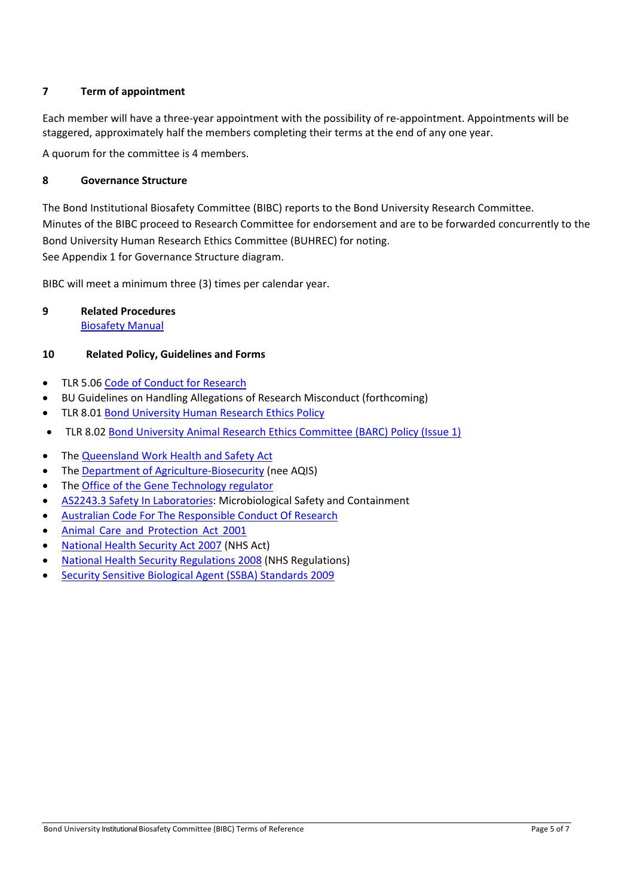## 7 Term of appointment

Each member will have a three-year appointment with the possibility of re-appointment. Appointments will be staggered, approximately half the members completing their terms at the end of any one year.

A quorum for the committee is 4 members.

## 8 Governance Structure

The Bond Institutional Biosafety Committee (BIBC) reports to the Bond University Research Committee. Minutes of the BIBC proceed to Research Committee for endorsement and are to be forwarded concurrently to the Bond University Human Research Ethics Committee (BUHREC) for noting.
See Appendix 1 for Governance Structure diagram.

BIBC will meet a minimum three (3) times per calendar year.

## 9 Related Procedures

Biosafety Manual

## 10 Related Policy, Guidelines and Forms

- TLR 5.06 Code of Conduct for Research
- BU Guidelines on Handling Allegations of Research Misconduct (forthcoming)
- TLR 8.01 Bond University Human Research Ethics Policy
- TLR 8.02 Bond University Animal Research Ethics Committee (BARC) Policy (Issue 1)
- The Queensland Work Health and Safety Act
- The Department of Agriculture-Biosecurity (nee AQIS)
- The Office of the Gene Technology regulator
- AS2243.3 Safety In Laboratories: Microbiological Safety and Containment
- Australian Code For The Responsible Conduct Of Research
- Animal Care and Protection Act 2001
- National Health Security Act 2007 (NHS Act)
- National Health Security Regulations 2008 (NHS Regulations)
- Security Sensitive Biological Agent (SSBA) Standards 2009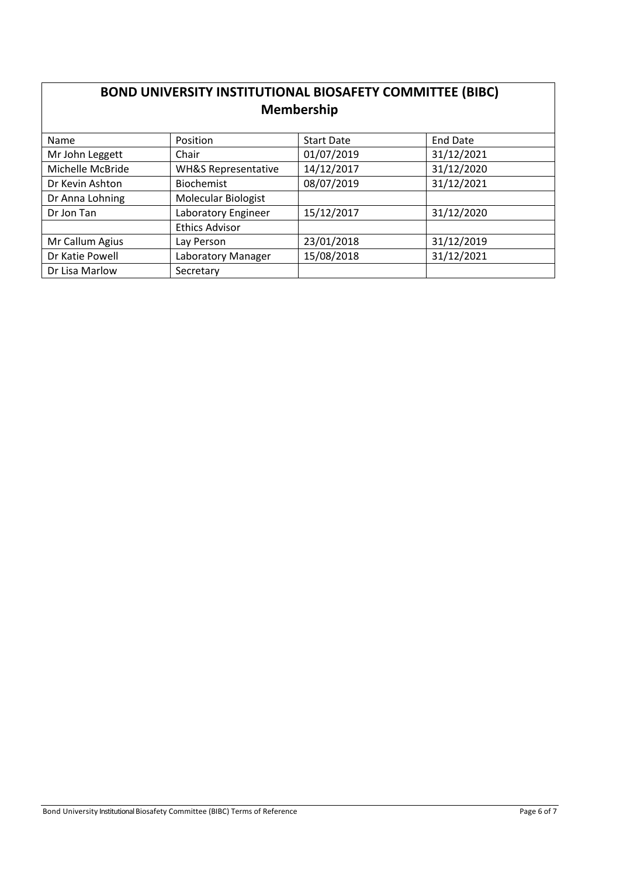# BOND UNIVERSITY INSTITUTIONAL BIOSAFETY COMMITTEE (BIBC)

## Membership

| Name | Position | Start Date | End Date |
|---|---|---|---|
| Mr John Leggett | Chair | 01/07/2019 | 31/12/2021 |
| Michelle McBride | WH&S Representative | 14/12/2017 | 31/12/2020 |
| Dr Kevin Ashton | Biochemist | 08/07/2019 | 31/12/2021 |
| Dr Anna Lohning | Molecular Biologist | | |
| Dr Jon Tan | Laboratory Engineer | 15/12/2017 | 31/12/2020 |
| | Ethics Advisor | | |
| Mr Callum Agius | Lay Person | 23/01/2018 | 31/12/2019 |
| Dr Katie Powell | Laboratory Manager | 15/08/2018 | 31/12/2021 |
| Dr Lisa Marlow | Secretary | | |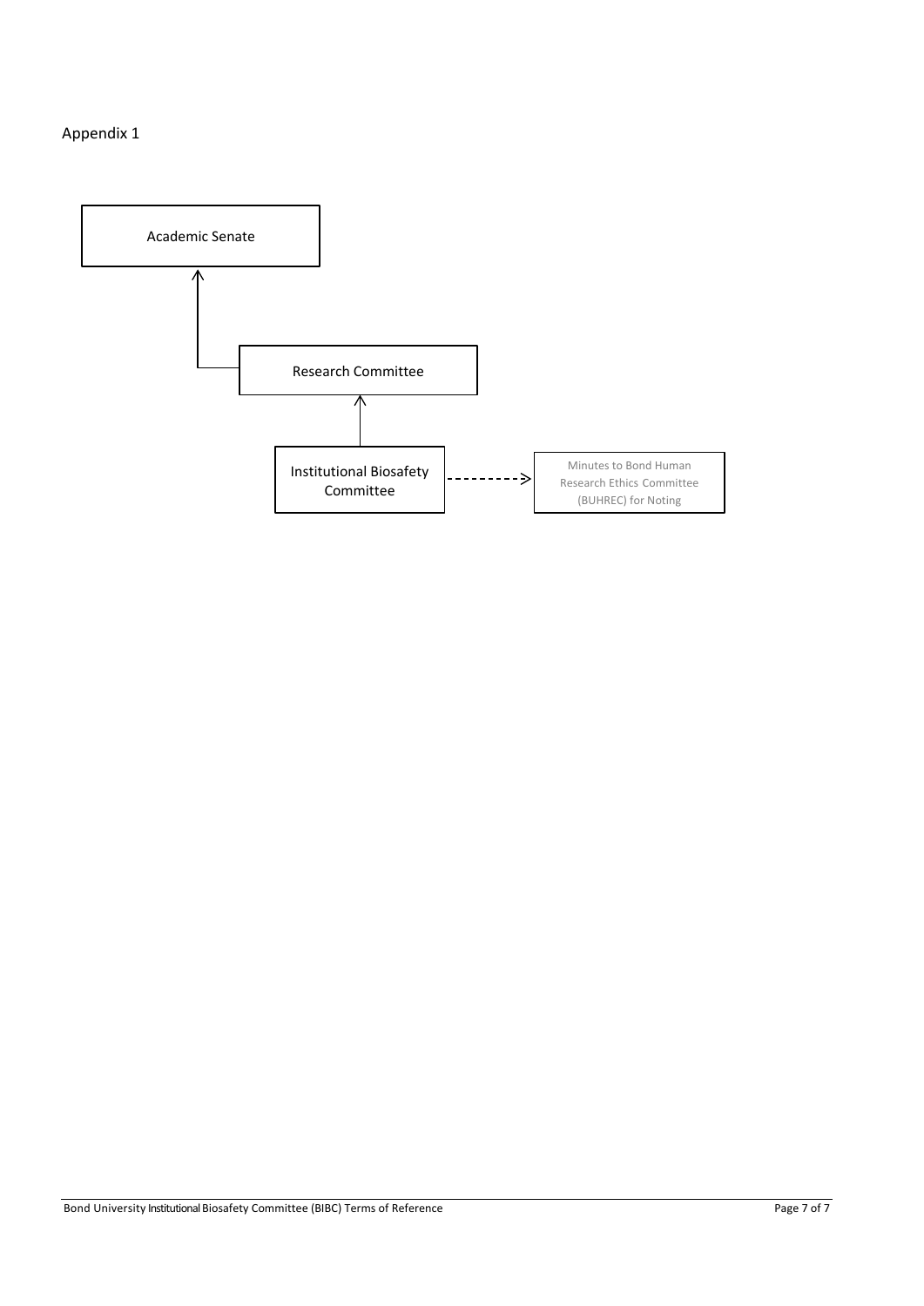Appendix 1

Academic Senate

Research Committee

Institutional Biosafety Committee

Minutes to Bond Human Research Ethics Committee (BUHREC) for Noting